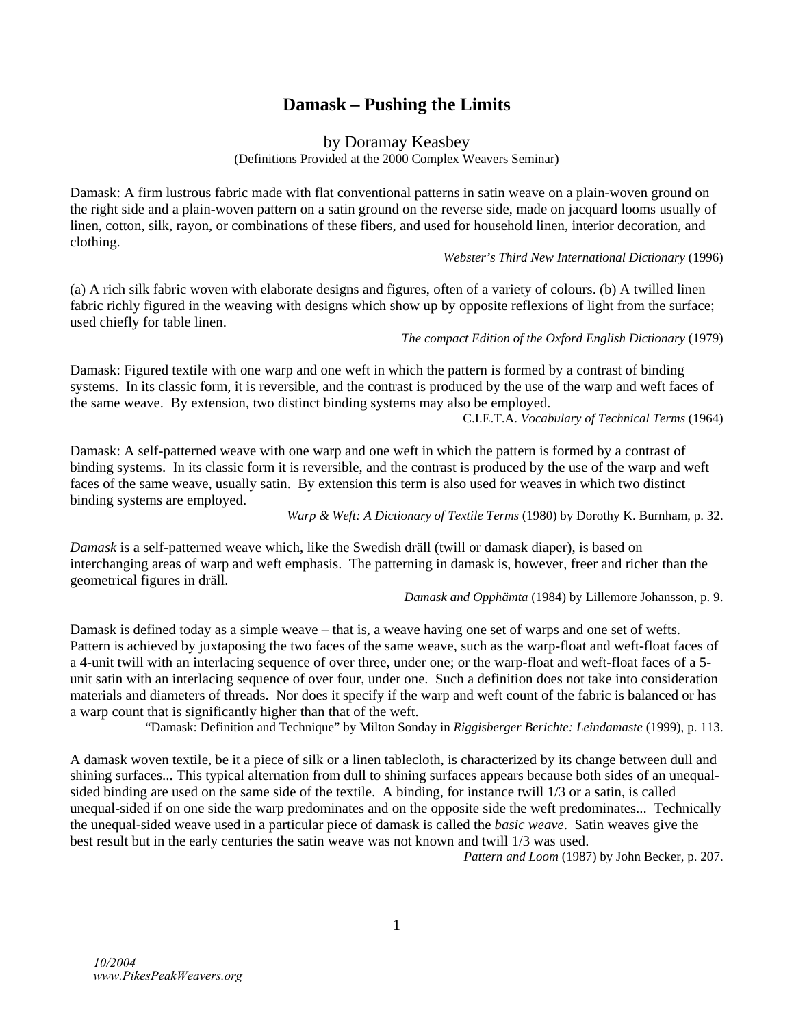# Damask – Pushing the Limits

by Doramay Keasbey

(Definitions Provided at the 2000 Complex Weavers Seminar)

Damask: A firm lustrous fabric made with flat conventional patterns in satin weave on a plain-woven ground on the right side and a plain-woven pattern on a satin ground on the reverse side, made on jacquard looms usually of linen, cotton, silk, rayon, or combinations of these fibers, and used for household linen, interior decoration, and clothing.

*Webster's Third New International Dictionary* (1996)

(a) A rich silk fabric woven with elaborate designs and figures, often of a variety of colours. (b) A twilled linen fabric richly figured in the weaving with designs which show up by opposite reflexions of light from the surface; used chiefly for table linen.

*The compact Edition of the Oxford English Dictionary* (1979)

Damask: Figured textile with one warp and one weft in which the pattern is formed by a contrast of binding systems. In its classic form, it is reversible, and the contrast is produced by the use of the warp and weft faces of the same weave. By extension, two distinct binding systems may also be employed.

C.I.E.T.A. *Vocabulary of Technical Terms* (1964)

Damask: A self-patterned weave with one warp and one weft in which the pattern is formed by a contrast of binding systems. In its classic form it is reversible, and the contrast is produced by the use of the warp and weft faces of the same weave, usually satin. By extension this term is also used for weaves in which two distinct binding systems are employed.

*Warp & Weft: A Dictionary of Textile Terms* (1980) by Dorothy K. Burnham, p. 32.

*Damask* is a self-patterned weave which, like the Swedish dräll (twill or damask diaper), is based on interchanging areas of warp and weft emphasis. The patterning in damask is, however, freer and richer than the geometrical figures in dräll.

*Damask and Opphämta* (1984) by Lillemore Johansson, p. 9.

Damask is defined today as a simple weave – that is, a weave having one set of warps and one set of wefts. Pattern is achieved by juxtaposing the two faces of the same weave, such as the warp-float and weft-float faces of a 4-unit twill with an interlacing sequence of over three, under one; or the warp-float and weft-float faces of a 5-unit satin with an interlacing sequence of over four, under one. Such a definition does not take into consideration materials and diameters of threads. Nor does it specify if the warp and weft count of the fabric is balanced or has a warp count that is significantly higher than that of the weft.

"Damask: Definition and Technique" by Milton Sonday in *Riggisberger Berichte: Leindamaste* (1999), p. 113.

A damask woven textile, be it a piece of silk or a linen tablecloth, is characterized by its change between dull and shining surfaces... This typical alternation from dull to shining surfaces appears because both sides of an unequal-sided binding are used on the same side of the textile. A binding, for instance twill 1/3 or a satin, is called unequal-sided if on one side the warp predominates and on the opposite side the weft predominates... Technically the unequal-sided weave used in a particular piece of damask is called the *basic weave*. Satin weaves give the best result but in the early centuries the satin weave was not known and twill 1/3 was used.

*Pattern and Loom* (1987) by John Becker, p. 207.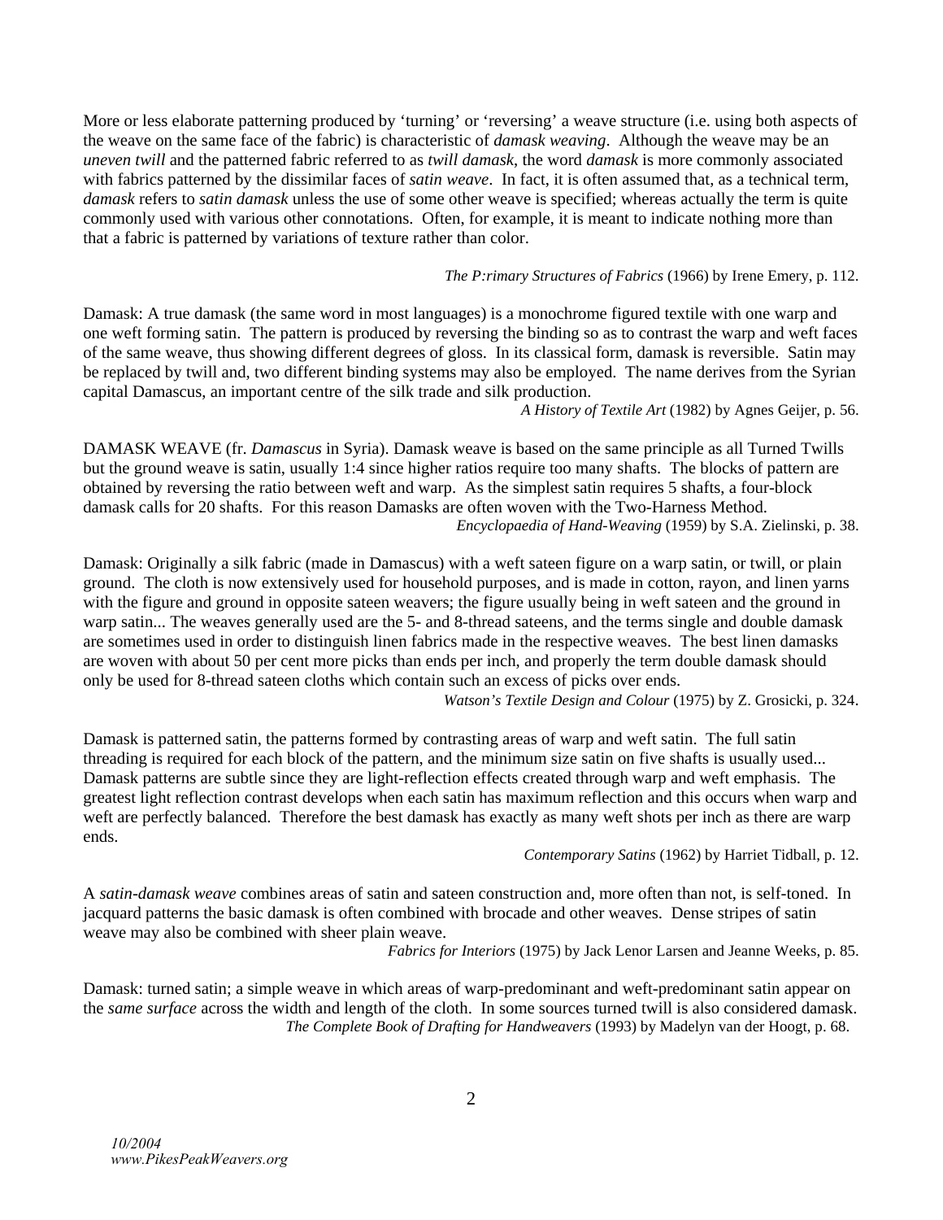More or less elaborate patterning produced by 'turning' or 'reversing' a weave structure (i.e. using both aspects of the weave on the same face of the fabric) is characteristic of *damask weaving*. Although the weave may be an *uneven twill* and the patterned fabric referred to as *twill damask*, the word *damask* is more commonly associated with fabrics patterned by the dissimilar faces of *satin weave*. In fact, it is often assumed that, as a technical term, *damask* refers to *satin damask* unless the use of some other weave is specified; whereas actually the term is quite commonly used with various other connotations. Often, for example, it is meant to indicate nothing more than that a fabric is patterned by variations of texture rather than color.

*The P:rimary Structures of Fabrics* (1966) by Irene Emery, p. 112.

Damask: A true damask (the same word in most languages) is a monochrome figured textile with one warp and one weft forming satin. The pattern is produced by reversing the binding so as to contrast the warp and weft faces of the same weave, thus showing different degrees of gloss. In its classical form, damask is reversible. Satin may be replaced by twill and, two different binding systems may also be employed. The name derives from the Syrian capital Damascus, an important centre of the silk trade and silk production.

*A History of Textile Art* (1982) by Agnes Geijer, p. 56.

DAMASK WEAVE (fr. *Damascus* in Syria). Damask weave is based on the same principle as all Turned Twills but the ground weave is satin, usually 1:4 since higher ratios require too many shafts. The blocks of pattern are obtained by reversing the ratio between weft and warp. As the simplest satin requires 5 shafts, a four-block damask calls for 20 shafts. For this reason Damasks are often woven with the Two-Harness Method.

*Encyclopaedia of Hand-Weaving* (1959) by S.A. Zielinski, p. 38.

Damask: Originally a silk fabric (made in Damascus) with a weft sateen figure on a warp satin, or twill, or plain ground. The cloth is now extensively used for household purposes, and is made in cotton, rayon, and linen yarns with the figure and ground in opposite sateen weavers; the figure usually being in weft sateen and the ground in warp satin... The weaves generally used are the 5- and 8-thread sateens, and the terms single and double damask are sometimes used in order to distinguish linen fabrics made in the respective weaves. The best linen damasks are woven with about 50 per cent more picks than ends per inch, and properly the term double damask should only be used for 8-thread sateen cloths which contain such an excess of picks over ends.

*Watson's Textile Design and Colour* (1975) by Z. Grosicki, p. 324.

Damask is patterned satin, the patterns formed by contrasting areas of warp and weft satin. The full satin threading is required for each block of the pattern, and the minimum size satin on five shafts is usually used... Damask patterns are subtle since they are light-reflection effects created through warp and weft emphasis. The greatest light reflection contrast develops when each satin has maximum reflection and this occurs when warp and weft are perfectly balanced. Therefore the best damask has exactly as many weft shots per inch as there are warp ends.

*Contemporary Satins* (1962) by Harriet Tidball, p. 12.

A *satin-damask weave* combines areas of satin and sateen construction and, more often than not, is self-toned. In jacquard patterns the basic damask is often combined with brocade and other weaves. Dense stripes of satin weave may also be combined with sheer plain weave.

*Fabrics for Interiors* (1975) by Jack Lenor Larsen and Jeanne Weeks, p. 85.

Damask: turned satin; a simple weave in which areas of warp-predominant and weft-predominant satin appear on the *same surface* across the width and length of the cloth. In some sources turned twill is also considered damask.

*The Complete Book of Drafting for Handweavers* (1993) by Madelyn van der Hoogt, p. 68.